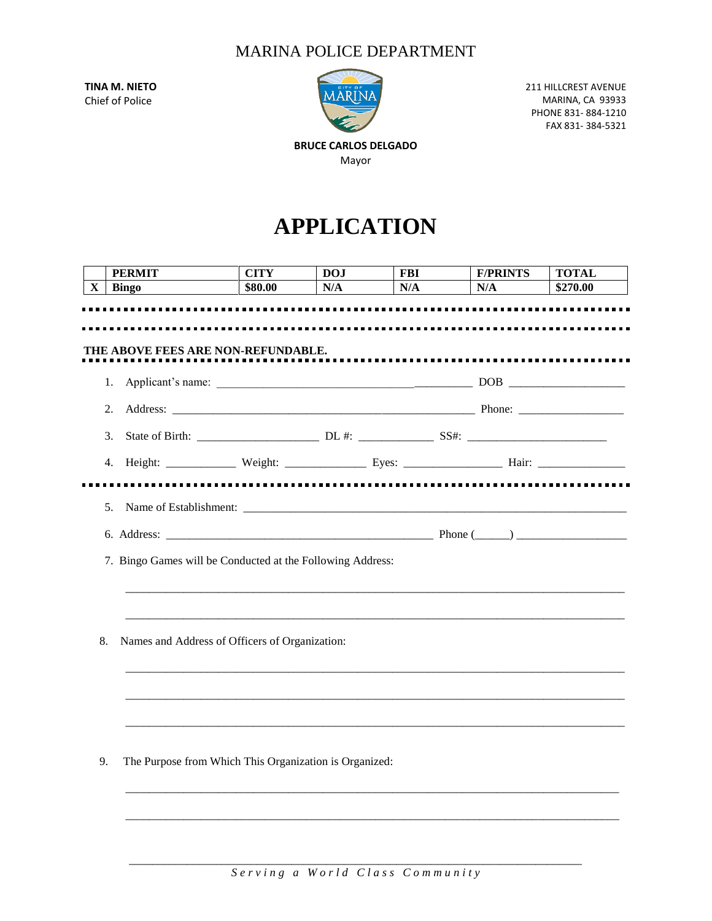MARINA POLICE DEPARTMENT

**TINA M. NIETO**
Chief of Police

211 HILLCREST AVENUE
MARINA, CA 93933
PHONE 831- 884-1210
FAX 831- 384-5321

**BRUCE CARLOS DELGADO**
Mayor

# APPLICATION

| | PERMIT | CITY | DOJ | FBI | F/PRINTS | TOTAL |
|---|---|---|---|---|---|---|
| X | Bingo | $80.00 | N/A | N/A | N/A | $270.00 |

**THE ABOVE FEES ARE NON-REFUNDABLE.**

1. Applicant's name: ____________________________________________ DOB ____________________
2. Address: ______________________________________________________ Phone: __________________
3. State of Birth: _____________________ DL #: _____________ SS#: ________________________
4. Height: ____________ Weight: ______________ Eyes: _________________ Hair: _______________

5. Name of Establishment: ____________________________________________________________________
6. Address: ________________________________________________ Phone (______) ___________________
7. Bingo Games will be Conducted at the Following Address:

_____________________________________________________________________________________

_____________________________________________________________________________________

8. Names and Address of Officers of Organization:

_____________________________________________________________________________________

_____________________________________________________________________________________

_____________________________________________________________________________________

9. The Purpose from Which This Organization is Organized:

_____________________________________________________________________________________

_____________________________________________________________________________________

*Serving a World Class Community*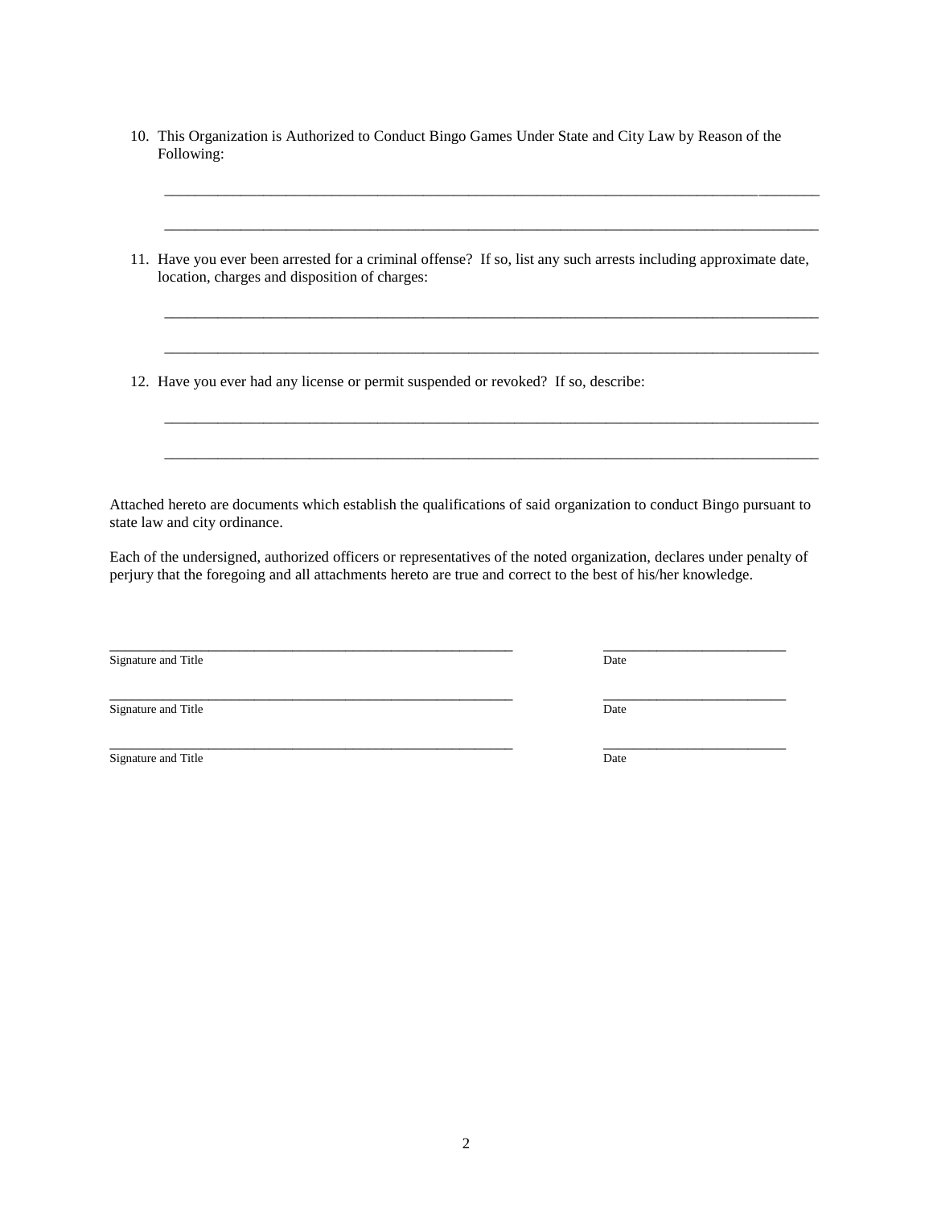10. This Organization is Authorized to Conduct Bingo Games Under State and City Law by Reason of the Following:

    ______________________________________________________________________________

    ______________________________________________________________________________

11. Have you ever been arrested for a criminal offense? If so, list any such arrests including approximate date, location, charges and disposition of charges:

    ______________________________________________________________________________

    ______________________________________________________________________________

12. Have you ever had any license or permit suspended or revoked? If so, describe:

    ______________________________________________________________________________

    ______________________________________________________________________________

Attached hereto are documents which establish the qualifications of said organization to conduct Bingo pursuant to state law and city ordinance.

Each of the undersigned, authorized officers or representatives of the noted organization, declares under penalty of perjury that the foregoing and all attachments hereto are true and correct to the best of his/her knowledge.

| | |
|---|---|
| ____________________________________________ | ______________________ |
| Signature and Title | Date |
| ____________________________________________ | ______________________ |
| Signature and Title | Date |
| ____________________________________________ | ______________________ |
| Signature and Title | Date |